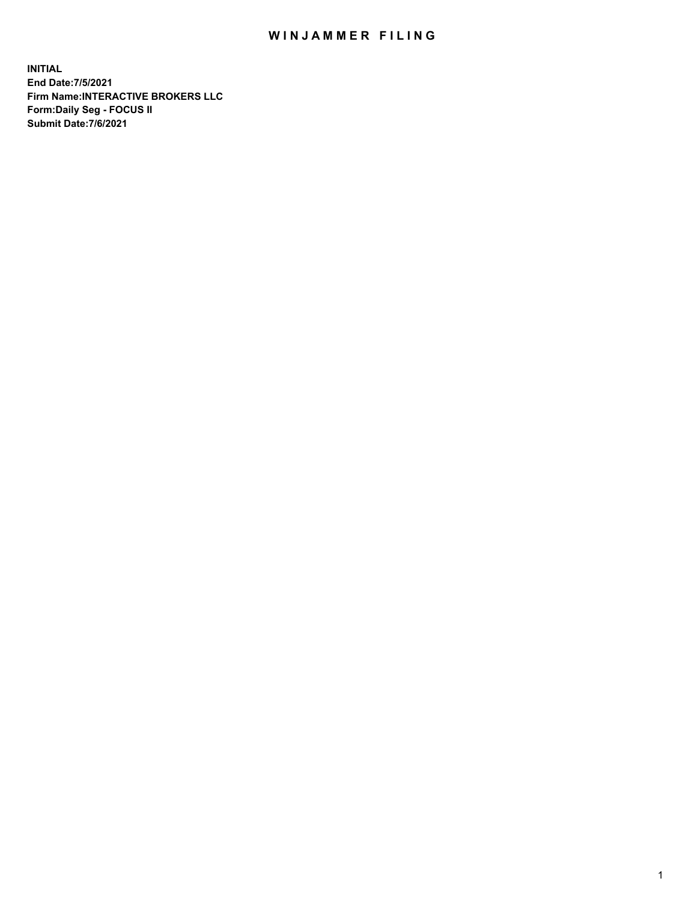# WINJAMMER FILING

**INITIAL**
**End Date:7/5/2021**
**Firm Name:INTERACTIVE BROKERS LLC**
**Form:Daily Seg - FOCUS II**
**Submit Date:7/6/2021**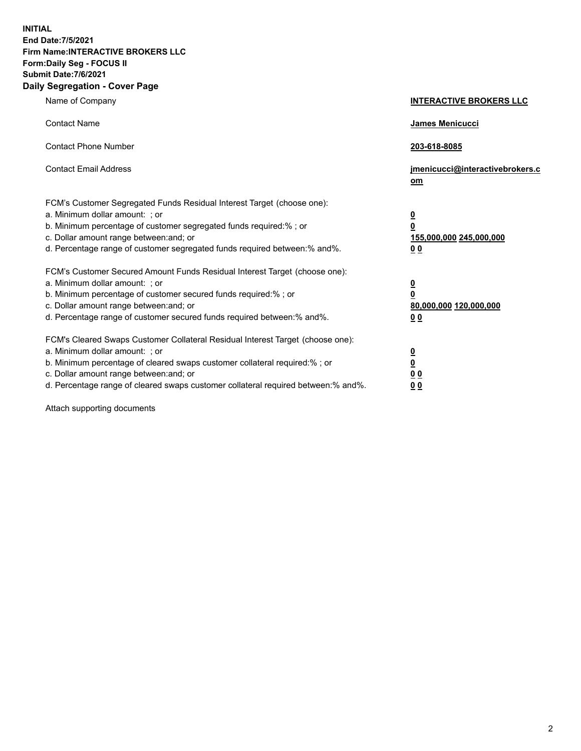**INITIAL**
**End Date:7/5/2021**
**Firm Name:INTERACTIVE BROKERS LLC**
**Form:Daily Seg - FOCUS II**
**Submit Date:7/6/2021**

## Daily Segregation - Cover Page

| | |
|---|---|
| Name of Company | **INTERACTIVE BROKERS LLC** |
| Contact Name | **James Menicucci** |
| Contact Phone Number | **203-618-8085** |
| Contact Email Address | **jmenicucci@interactivebrokers.com** |

FCM's Customer Segregated Funds Residual Interest Target (choose one):

| | |
|---|---|
| a. Minimum dollar amount: ; or | **0** |
| b. Minimum percentage of customer segregated funds required:% ; or | **0** |
| c. Dollar amount range between:and; or | **155,000,000** **245,000,000** |
| d. Percentage range of customer segregated funds required between:% and%. | **0** **0** |

FCM's Customer Secured Amount Funds Residual Interest Target (choose one):

| | |
|---|---|
| a. Minimum dollar amount: ; or | **0** |
| b. Minimum percentage of customer secured funds required:% ; or | **0** |
| c. Dollar amount range between:and; or | **80,000,000** **120,000,000** |
| d. Percentage range of customer secured funds required between:% and%. | **0** **0** |

FCM's Cleared Swaps Customer Collateral Residual Interest Target (choose one):

| | |
|---|---|
| a. Minimum dollar amount: ; or | **0** |
| b. Minimum percentage of cleared swaps customer collateral required:% ; or | **0** |
| c. Dollar amount range between:and; or | **0** **0** |
| d. Percentage range of cleared swaps customer collateral required between:% and%. | **0** **0** |

Attach supporting documents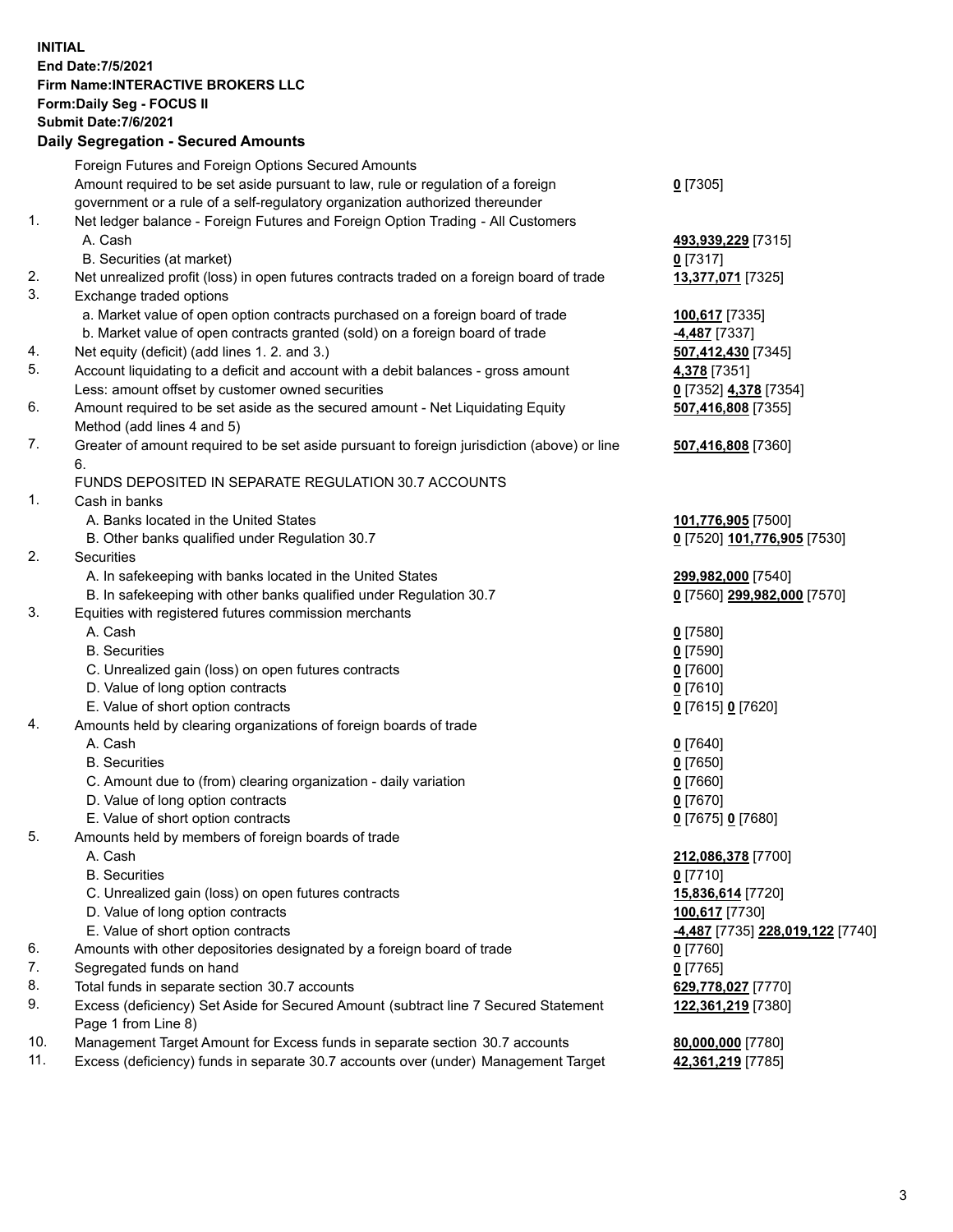**INITIAL**
**End Date:7/5/2021**
**Firm Name:INTERACTIVE BROKERS LLC**
**Form:Daily Seg - FOCUS II**
**Submit Date:7/6/2021**

**Daily Segregation - Secured Amounts**

| | | |
|---|---|---|
| | Foreign Futures and Foreign Options Secured Amounts | |
| | Amount required to be set aside pursuant to law, rule or regulation of a foreign government or a rule of a self-regulatory organization authorized thereunder | **0** [7305] |
| 1. | Net ledger balance - Foreign Futures and Foreign Option Trading - All Customers | |
| | A. Cash | **493,939,229** [7315] |
| | B. Securities (at market) | **0** [7317] |
| 2. | Net unrealized profit (loss) in open futures contracts traded on a foreign board of trade | **13,377,071** [7325] |
| 3. | Exchange traded options | |
| | a. Market value of open option contracts purchased on a foreign board of trade | **100,617** [7335] |
| | b. Market value of open contracts granted (sold) on a foreign board of trade | **-4,487** [7337] |
| 4. | Net equity (deficit) (add lines 1. 2. and 3.) | **507,412,430** [7345] |
| 5. | Account liquidating to a deficit and account with a debit balances - gross amount | **4,378** [7351] |
| | Less: amount offset by customer owned securities | **0** [7352] **4,378** [7354] |
| 6. | Amount required to be set aside as the secured amount - Net Liquidating Equity Method (add lines 4 and 5) | **507,416,808** [7355] |
| 7. | Greater of amount required to be set aside pursuant to foreign jurisdiction (above) or line 6. | **507,416,808** [7360] |
| | FUNDS DEPOSITED IN SEPARATE REGULATION 30.7 ACCOUNTS | |
| 1. | Cash in banks | |
| | A. Banks located in the United States | **101,776,905** [7500] |
| | B. Other banks qualified under Regulation 30.7 | **0** [7520] **101,776,905** [7530] |
| 2. | Securities | |
| | A. In safekeeping with banks located in the United States | **299,982,000** [7540] |
| | B. In safekeeping with other banks qualified under Regulation 30.7 | **0** [7560] **299,982,000** [7570] |
| 3. | Equities with registered futures commission merchants | |
| | A. Cash | **0** [7580] |
| | B. Securities | **0** [7590] |
| | C. Unrealized gain (loss) on open futures contracts | **0** [7600] |
| | D. Value of long option contracts | **0** [7610] |
| | E. Value of short option contracts | **0** [7615] **0** [7620] |
| 4. | Amounts held by clearing organizations of foreign boards of trade | |
| | A. Cash | **0** [7640] |
| | B. Securities | **0** [7650] |
| | C. Amount due to (from) clearing organization - daily variation | **0** [7660] |
| | D. Value of long option contracts | **0** [7670] |
| | E. Value of short option contracts | **0** [7675] **0** [7680] |
| 5. | Amounts held by members of foreign boards of trade | |
| | A. Cash | **212,086,378** [7700] |
| | B. Securities | **0** [7710] |
| | C. Unrealized gain (loss) on open futures contracts | **15,836,614** [7720] |
| | D. Value of long option contracts | **100,617** [7730] |
| | E. Value of short option contracts | **-4,487** [7735] **228,019,122** [7740] |
| 6. | Amounts with other depositories designated by a foreign board of trade | **0** [7760] |
| 7. | Segregated funds on hand | **0** [7765] |
| 8. | Total funds in separate section 30.7 accounts | **629,778,027** [7770] |
| 9. | Excess (deficiency) Set Aside for Secured Amount (subtract line 7 Secured Statement Page 1 from Line 8) | **122,361,219** [7380] |
| 10. | Management Target Amount for Excess funds in separate section 30.7 accounts | **80,000,000** [7780] |
| 11. | Excess (deficiency) funds in separate 30.7 accounts over (under) Management Target | **42,361,219** [7785] |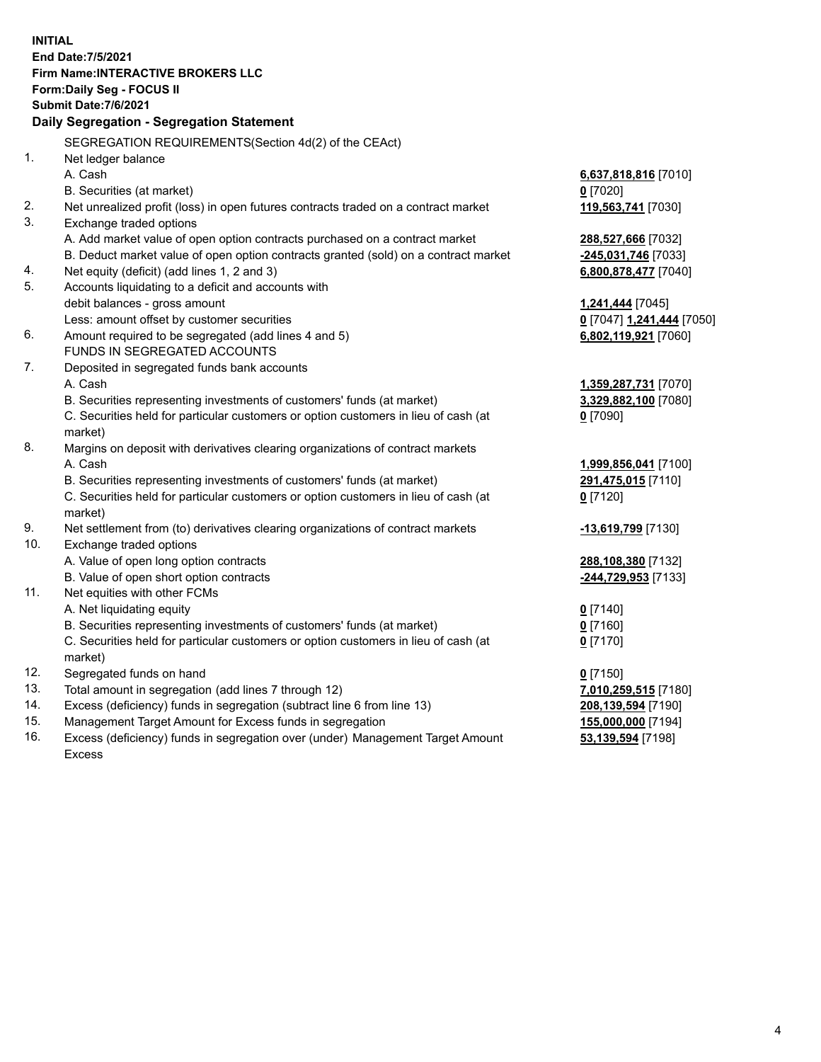**INITIAL**
**End Date:7/5/2021**
**Firm Name:INTERACTIVE BROKERS LLC**
**Form:Daily Seg - FOCUS II**
**Submit Date:7/6/2021**
**Daily Segregation - Segregation Statement**

SEGREGATION REQUIREMENTS(Section 4d(2) of the CEAct)

| | | |
|---|---|---|
| 1. | Net ledger balance | |
| | A. Cash | **6,637,818,816** [7010] |
| | B. Securities (at market) | **0** [7020] |
| 2. | Net unrealized profit (loss) in open futures contracts traded on a contract market | **119,563,741** [7030] |
| 3. | Exchange traded options | |
| | A. Add market value of open option contracts purchased on a contract market | **288,527,666** [7032] |
| | B. Deduct market value of open option contracts granted (sold) on a contract market | **-245,031,746** [7033] |
| 4. | Net equity (deficit) (add lines 1, 2 and 3) | **6,800,878,477** [7040] |
| 5. | Accounts liquidating to a deficit and accounts with debit balances - gross amount | **1,241,444** [7045] |
| | Less: amount offset by customer securities | **0** [7047] **1,241,444** [7050] |
| 6. | Amount required to be segregated (add lines 4 and 5) | **6,802,119,921** [7060] |
| | FUNDS IN SEGREGATED ACCOUNTS | |
| 7. | Deposited in segregated funds bank accounts | |
| | A. Cash | **1,359,287,731** [7070] |
| | B. Securities representing investments of customers' funds (at market) | **3,329,882,100** [7080] |
| | C. Securities held for particular customers or option customers in lieu of cash (at market) | **0** [7090] |
| 8. | Margins on deposit with derivatives clearing organizations of contract markets | |
| | A. Cash | **1,999,856,041** [7100] |
| | B. Securities representing investments of customers' funds (at market) | **291,475,015** [7110] |
| | C. Securities held for particular customers or option customers in lieu of cash (at market) | **0** [7120] |
| 9. | Net settlement from (to) derivatives clearing organizations of contract markets | **-13,619,799** [7130] |
| 10. | Exchange traded options | |
| | A. Value of open long option contracts | **288,108,380** [7132] |
| | B. Value of open short option contracts | **-244,729,953** [7133] |
| 11. | Net equities with other FCMs | |
| | A. Net liquidating equity | **0** [7140] |
| | B. Securities representing investments of customers' funds (at market) | **0** [7160] |
| | C. Securities held for particular customers or option customers in lieu of cash (at market) | **0** [7170] |
| 12. | Segregated funds on hand | **0** [7150] |
| 13. | Total amount in segregation (add lines 7 through 12) | **7,010,259,515** [7180] |
| 14. | Excess (deficiency) funds in segregation (subtract line 6 from line 13) | **208,139,594** [7190] |
| 15. | Management Target Amount for Excess funds in segregation | **155,000,000** [7194] |
| 16. | Excess (deficiency) funds in segregation over (under) Management Target Amount Excess | **53,139,594** [7198] |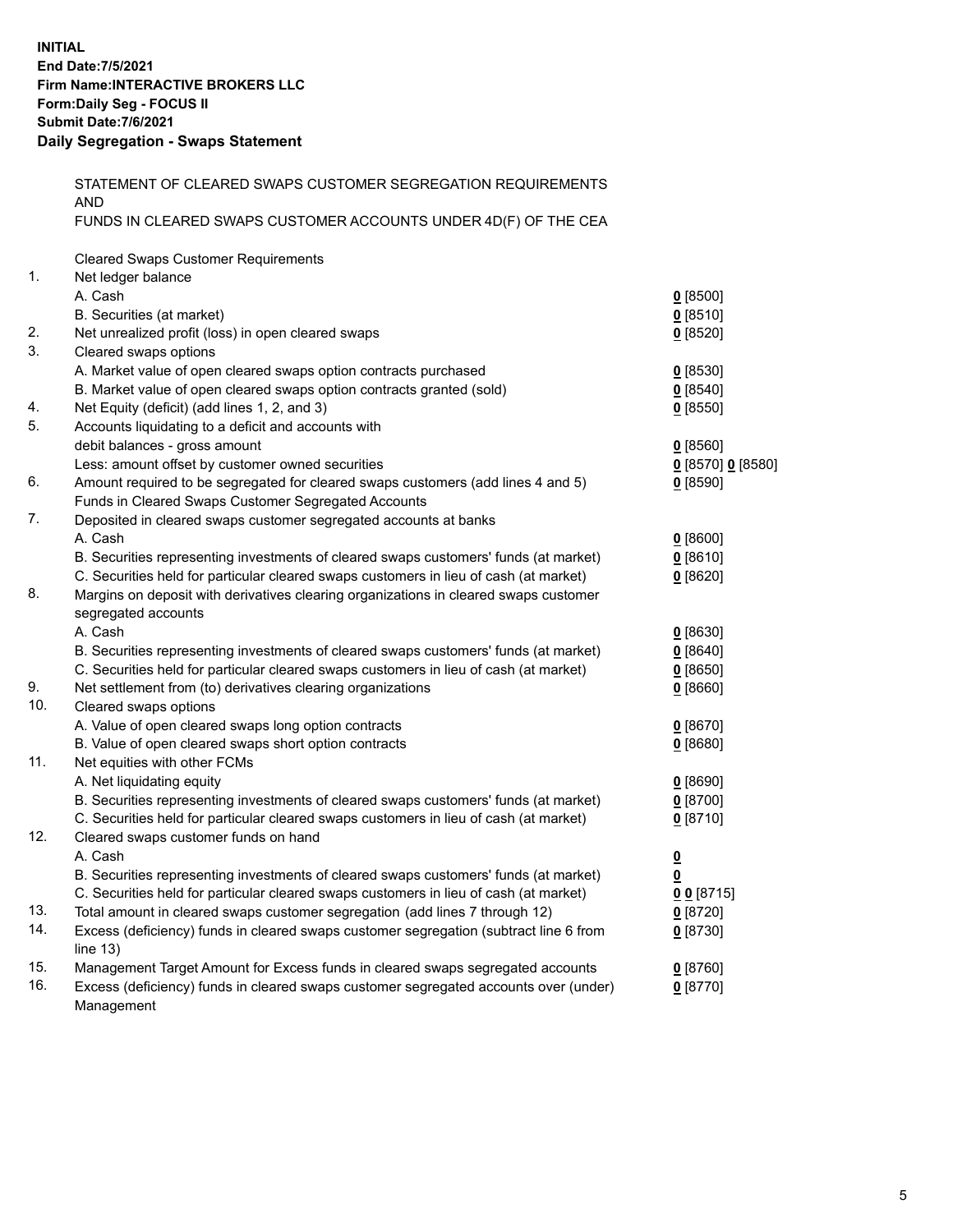**INITIAL**
**End Date:7/5/2021**
**Firm Name:INTERACTIVE BROKERS LLC**
**Form:Daily Seg - FOCUS II**
**Submit Date:7/6/2021**
**Daily Segregation - Swaps Statement**

STATEMENT OF CLEARED SWAPS CUSTOMER SEGREGATION REQUIREMENTS AND
FUNDS IN CLEARED SWAPS CUSTOMER ACCOUNTS UNDER 4D(F) OF THE CEA

| | | |
|---|---|---|
| | Cleared Swaps Customer Requirements | |
| 1. | Net ledger balance | |
| | A. Cash | **0** [8500] |
| | B. Securities (at market) | **0** [8510] |
| 2. | Net unrealized profit (loss) in open cleared swaps | **0** [8520] |
| 3. | Cleared swaps options | |
| | A. Market value of open cleared swaps option contracts purchased | **0** [8530] |
| | B. Market value of open cleared swaps option contracts granted (sold) | **0** [8540] |
| 4. | Net Equity (deficit) (add lines 1, 2, and 3) | **0** [8550] |
| 5. | Accounts liquidating to a deficit and accounts with debit balances - gross amount | **0** [8560] |
| | Less: amount offset by customer owned securities | **0** [8570] **0** [8580] |
| 6. | Amount required to be segregated for cleared swaps customers (add lines 4 and 5) | **0** [8590] |
| | Funds in Cleared Swaps Customer Segregated Accounts | |
| 7. | Deposited in cleared swaps customer segregated accounts at banks | |
| | A. Cash | **0** [8600] |
| | B. Securities representing investments of cleared swaps customers' funds (at market) | **0** [8610] |
| | C. Securities held for particular cleared swaps customers in lieu of cash (at market) | **0** [8620] |
| 8. | Margins on deposit with derivatives clearing organizations in cleared swaps customer segregated accounts | |
| | A. Cash | **0** [8630] |
| | B. Securities representing investments of cleared swaps customers' funds (at market) | **0** [8640] |
| | C. Securities held for particular cleared swaps customers in lieu of cash (at market) | **0** [8650] |
| 9. | Net settlement from (to) derivatives clearing organizations | **0** [8660] |
| 10. | Cleared swaps options | |
| | A. Value of open cleared swaps long option contracts | **0** [8670] |
| | B. Value of open cleared swaps short option contracts | **0** [8680] |
| 11. | Net equities with other FCMs | |
| | A. Net liquidating equity | **0** [8690] |
| | B. Securities representing investments of cleared swaps customers' funds (at market) | **0** [8700] |
| | C. Securities held for particular cleared swaps customers in lieu of cash (at market) | **0** [8710] |
| 12. | Cleared swaps customer funds on hand | |
| | A. Cash | **0** |
| | B. Securities representing investments of cleared swaps customers' funds (at market) | **0** |
| | C. Securities held for particular cleared swaps customers in lieu of cash (at market) | **0** **0** [8715] |
| 13. | Total amount in cleared swaps customer segregation (add lines 7 through 12) | **0** [8720] |
| 14. | Excess (deficiency) funds in cleared swaps customer segregation (subtract line 6 from line 13) | **0** [8730] |
| 15. | Management Target Amount for Excess funds in cleared swaps segregated accounts | **0** [8760] |
| 16. | Excess (deficiency) funds in cleared swaps customer segregated accounts over (under) Management | **0** [8770] |